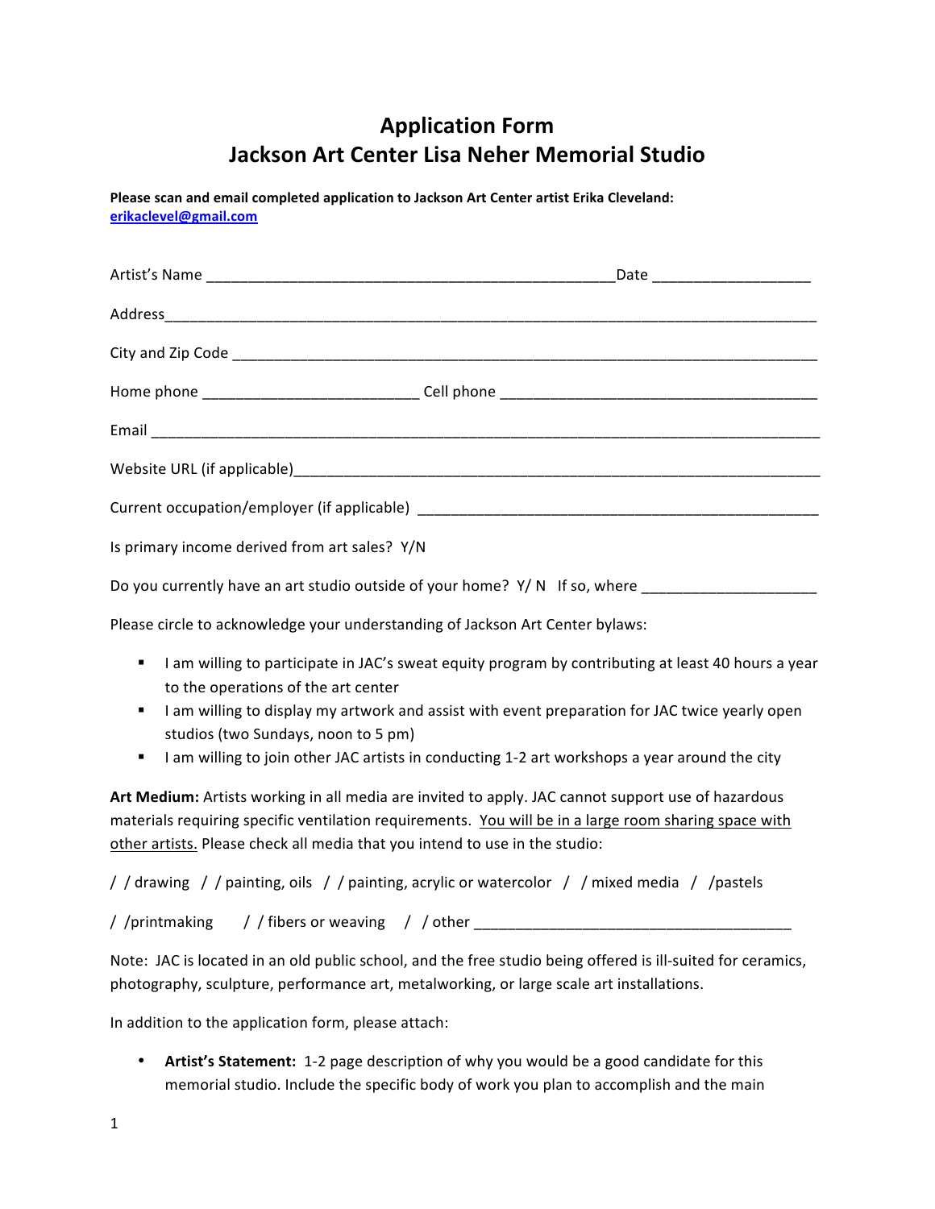# Application Form
# Jackson Art Center Lisa Neher Memorial Studio

**Please scan and email completed application to Jackson Art Center artist Erika Cleveland:**
**erikaclevel@gmail.com**

Artist's Name __________________________________________________Date ___________________

Address________________________________________________________________________________

City and Zip Code ________________________________________________________________________

Home phone __________________________ Cell phone ______________________________________

Email __________________________________________________________________________________

Website URL (if applicable)______________________________________________________________

Current occupation/employer (if applicable) ______________________________________________

Is primary income derived from art sales? Y/N

Do you currently have an art studio outside of your home? Y/ N If so, where ____________________

Please circle to acknowledge your understanding of Jackson Art Center bylaws:

- I am willing to participate in JAC's sweat equity program by contributing at least 40 hours a year to the operations of the art center
- I am willing to display my artwork and assist with event preparation for JAC twice yearly open studios (two Sundays, noon to 5 pm)
- I am willing to join other JAC artists in conducting 1-2 art workshops a year around the city

**Art Medium:** Artists working in all media are invited to apply. JAC cannot support use of hazardous materials requiring specific ventilation requirements. <u>You will be in a large room sharing space with other artists.</u> Please check all media that you intend to use in the studio:

/ / drawing / / painting, oils / / painting, acrylic or watercolor / / mixed media / /pastels

/ /printmaking / / fibers or weaving / / other ______________________________________

Note: JAC is located in an old public school, and the free studio being offered is ill-suited for ceramics, photography, sculpture, performance art, metalworking, or large scale art installations.

In addition to the application form, please attach:

- **Artist's Statement:** 1-2 page description of why you would be a good candidate for this memorial studio. Include the specific body of work you plan to accomplish and the main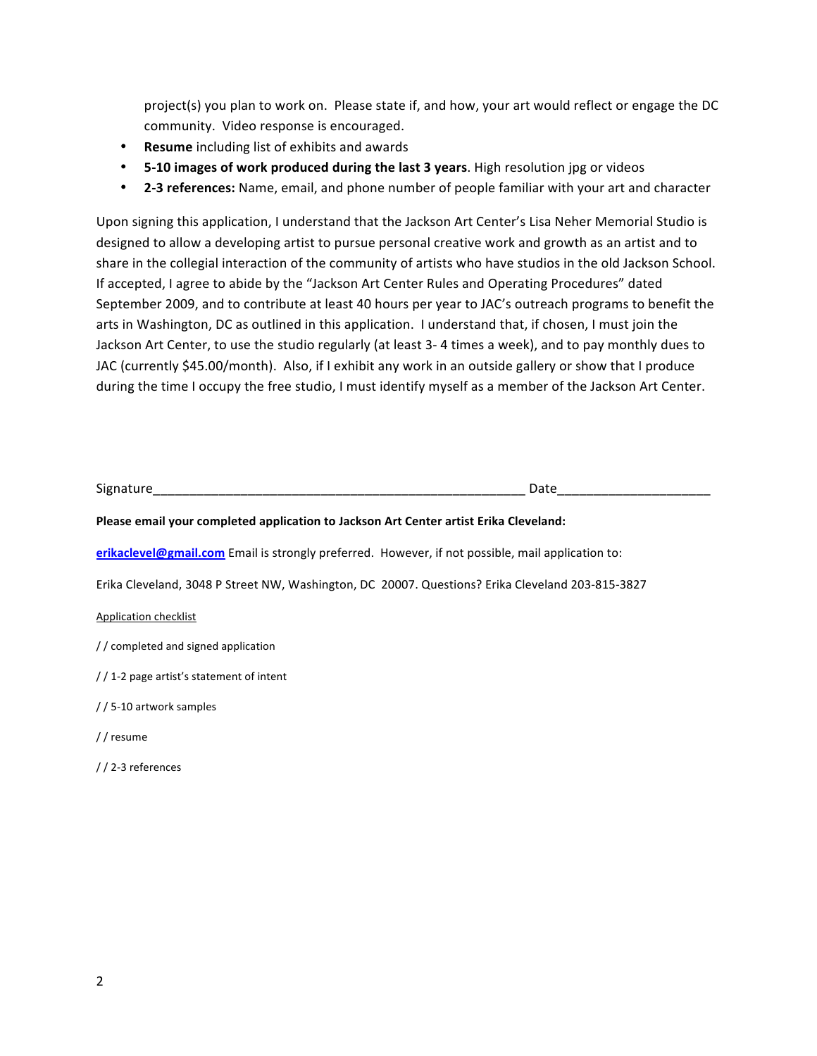project(s) you plan to work on. Please state if, and how, your art would reflect or engage the DC community. Video response is encouraged.

- **Resume** including list of exhibits and awards
- **5-10 images of work produced during the last 3 years**. High resolution jpg or videos
- **2-3 references:** Name, email, and phone number of people familiar with your art and character

Upon signing this application, I understand that the Jackson Art Center's Lisa Neher Memorial Studio is designed to allow a developing artist to pursue personal creative work and growth as an artist and to share in the collegial interaction of the community of artists who have studios in the old Jackson School. If accepted, I agree to abide by the "Jackson Art Center Rules and Operating Procedures" dated September 2009, and to contribute at least 40 hours per year to JAC's outreach programs to benefit the arts in Washington, DC as outlined in this application. I understand that, if chosen, I must join the Jackson Art Center, to use the studio regularly (at least 3- 4 times a week), and to pay monthly dues to JAC (currently $45.00/month). Also, if I exhibit any work in an outside gallery or show that I produce during the time I occupy the free studio, I must identify myself as a member of the Jackson Art Center.

Signature_____________________________________________________ Date_____________________

**Please email your completed application to Jackson Art Center artist Erika Cleveland:**

erikaclevel@gmail.com Email is strongly preferred. However, if not possible, mail application to:

Erika Cleveland, 3048 P Street NW, Washington, DC 20007. Questions? Erika Cleveland 203-815-3827

Application checklist

/ / completed and signed application

/ / 1-2 page artist's statement of intent

/ / 5-10 artwork samples

/ / resume

/ / 2-3 references